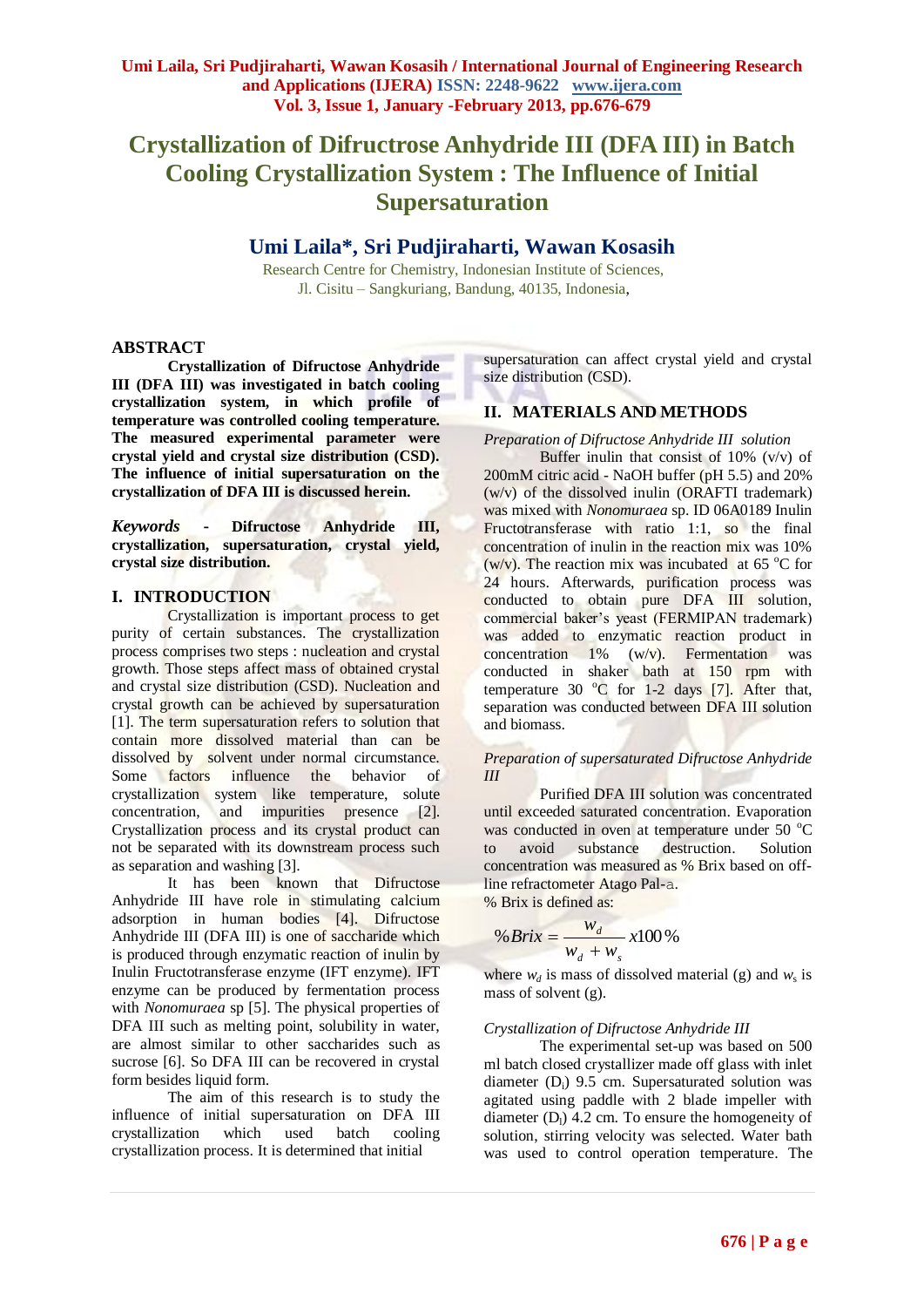# Crystallization of Difructrose Anhydride III (DFA III) in Batch Cooling Crystallization System : The Influence of Initial Supersaturation

## Umi Laila*, Sri Pudjiraharti, Wawan Kosasih

Research Centre for Chemistry, Indonesian Institute of Sciences,
Jl. Cisitu – Sangkuriang, Bandung, 40135, Indonesia,

## ABSTRACT

**Crystallization of Difructose Anhydride III (DFA III) was investigated in batch cooling crystallization system, in which profile of temperature was controlled cooling temperature. The measured experimental parameter were crystal yield and crystal size distribution (CSD). The influence of initial supersaturation on the crystallization of DFA III is discussed herein.**

***Keywords* - Difructose Anhydride III, crystallization, supersaturation, crystal yield, crystal size distribution.**

## I. INTRODUCTION

Crystallization is important process to get purity of certain substances. The crystallization process comprises two steps : nucleation and crystal growth. Those steps affect mass of obtained crystal and crystal size distribution (CSD). Nucleation and crystal growth can be achieved by supersaturation [1]. The term supersaturation refers to solution that contain more dissolved material than can be dissolved by solvent under normal circumstance. Some factors influence the behavior of crystallization system like temperature, solute concentration, and impurities presence [2]. Crystallization process and its crystal product can not be separated with its downstream process such as separation and washing [3].

It has been known that Difructose Anhydride III have role in stimulating calcium adsorption in human bodies [4]. Difructose Anhydride III (DFA III) is one of saccharide which is produced through enzymatic reaction of inulin by Inulin Fructotransferase enzyme (IFT enzyme). IFT enzyme can be produced by fermentation process with *Nonomuraea* sp [5]. The physical properties of DFA III such as melting point, solubility in water, are almost similar to other saccharides such as sucrose [6]. So DFA III can be recovered in crystal form besides liquid form.

The aim of this research is to study the influence of initial supersaturation on DFA III crystallization which used batch cooling crystallization process. It is determined that initial supersaturation can affect crystal yield and crystal size distribution (CSD).

## II. MATERIALS AND METHODS

*Preparation of Difructose Anhydride III solution*

Buffer inulin that consist of 10% (v/v) of 200mM citric acid - NaOH buffer (pH 5.5) and 20% (w/v) of the dissolved inulin (ORAFTI trademark) was mixed with *Nonomuraea* sp. ID 06A0189 Inulin Fructotransferase with ratio 1:1, so the final concentration of inulin in the reaction mix was 10% (w/v). The reaction mix was incubated at 65 $^{o}$C for 24 hours. Afterwards, purification process was conducted to obtain pure DFA III solution, commercial baker's yeast (FERMIPAN trademark) was added to enzymatic reaction product in concentration 1% (w/v). Fermentation was conducted in shaker bath at 150 rpm with temperature 30 $^{o}$C for 1-2 days [7]. After that, separation was conducted between DFA III solution and biomass.

*Preparation of supersaturated Difructose Anhydride III*

Purified DFA III solution was concentrated until exceeded saturated concentration. Evaporation was conducted in oven at temperature under 50 $^{o}$C to avoid substance destruction. Solution concentration was measured as % Brix based on off-line refractometer Atago Pal-a.

% Brix is defined as:

$$\%Brix = \frac{w_d}{w_d + w_s} x100\%$$

where $w_d$ is mass of dissolved material (g) and $w_s$ is mass of solvent (g).

*Crystallization of Difructose Anhydride III*

The experimental set-up was based on 500 ml batch closed crystallizer made off glass with inlet diameter ($D_i$) 9.5 cm. Supersaturated solution was agitated using paddle with 2 blade impeller with diameter ($D_i$) 4.2 cm. To ensure the homogeneity of solution, stirring velocity was selected. Water bath was used to control operation temperature. The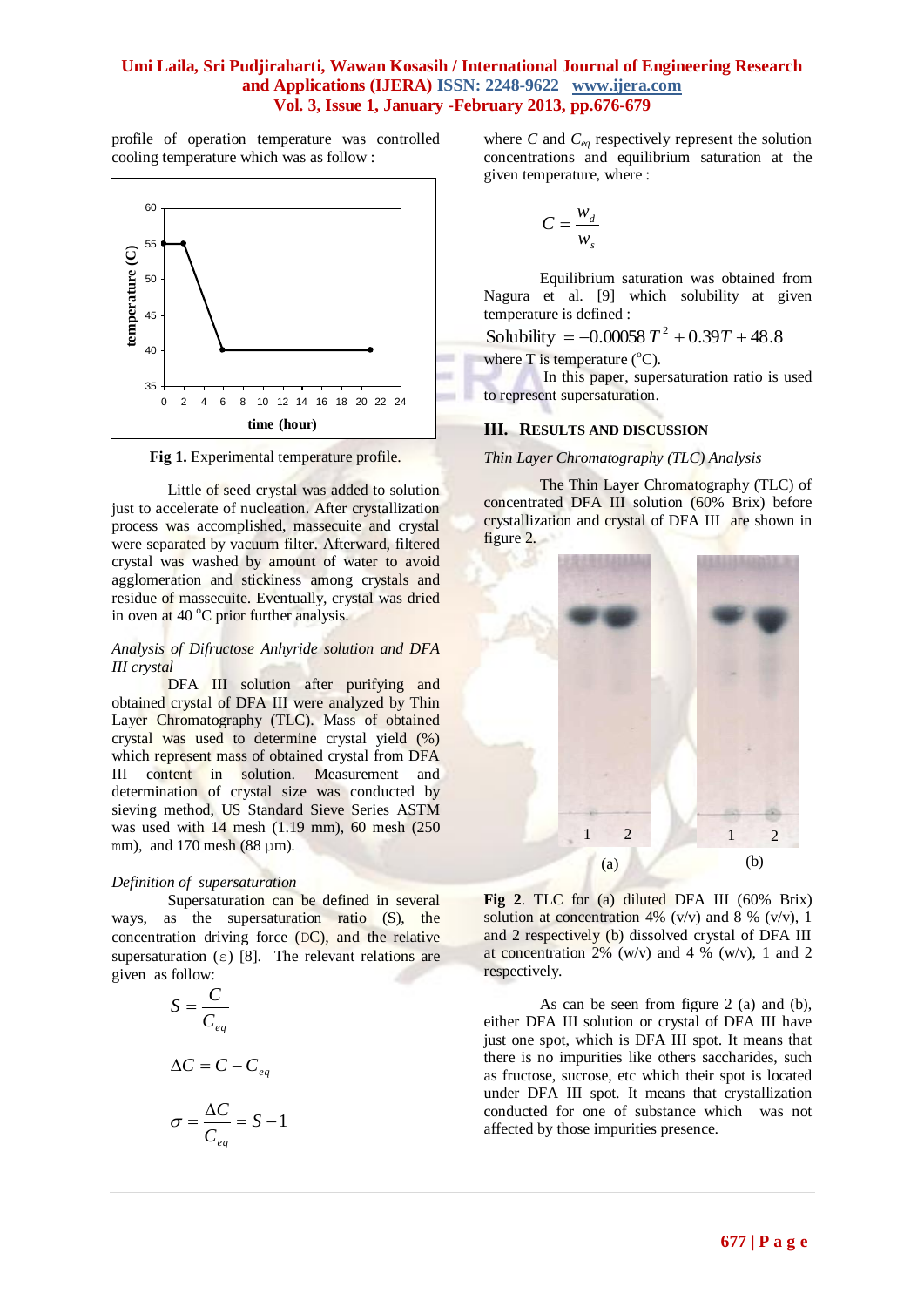profile of operation temperature was controlled cooling temperature which was as follow :

**Fig 1.** Experimental temperature profile.

Little of seed crystal was added to solution just to accelerate of nucleation. After crystallization process was accomplished, massecuite and crystal were separated by vacuum filter. Afterward, filtered crystal was washed by amount of water to avoid agglomeration and stickiness among crystals and residue of massecuite. Eventually, crystal was dried in oven at 40 °C prior further analysis.

*Analysis of Difructose Anhyride solution and DFA III crystal*

DFA III solution after purifying and obtained crystal of DFA III were analyzed by Thin Layer Chromatography (TLC). Mass of obtained crystal was used to determine crystal yield (%) which represent mass of obtained crystal from DFA III content in solution. Measurement and determination of crystal size was conducted by sieving method, US Standard Sieve Series ASTM was used with 14 mesh (1.19 mm), 60 mesh (250 μm), and 170 mesh (88 μm).

*Definition of supersaturation*

Supersaturation can be defined in several ways, as the supersaturation ratio (S), the concentration driving force (ΔC), and the relative supersaturation (σ) [8]. The relevant relations are given as follow:

$$S = \frac{C}{C_{eq}}$$

$$\Delta C = C - C_{eq}$$

$$\sigma = \frac{\Delta C}{C_{eq}} = S - 1$$

where $C$ and $C_{eq}$ respectively represent the solution concentrations and equilibrium saturation at the given temperature, where :

$$C = \frac{w_d}{w_s}$$

Equilibrium saturation was obtained from Nagura et al. [9] which solubility at given temperature is defined :

$$\text{Solubility} = -0.00058\,T^2 + 0.39T + 48.8$$

where T is temperature (°C).

In this paper, supersaturation ratio is used to represent supersaturation.

## III. Results and Discussion

*Thin Layer Chromatography (TLC) Analysis*

The Thin Layer Chromatography (TLC) of concentrated DFA III solution (60% Brix) before crystallization and crystal of DFA III are shown in figure 2.

**Fig 2**. TLC for (a) diluted DFA III (60% Brix) solution at concentration 4% (v/v) and 8 % (v/v), 1 and 2 respectively (b) dissolved crystal of DFA III at concentration 2% (w/v) and 4 % (w/v), 1 and 2 respectively.

As can be seen from figure 2 (a) and (b), either DFA III solution or crystal of DFA III have just one spot, which is DFA III spot. It means that there is no impurities like others saccharides, such as fructose, sucrose, etc which their spot is located under DFA III spot. It means that crystallization conducted for one of substance which was not affected by those impurities presence.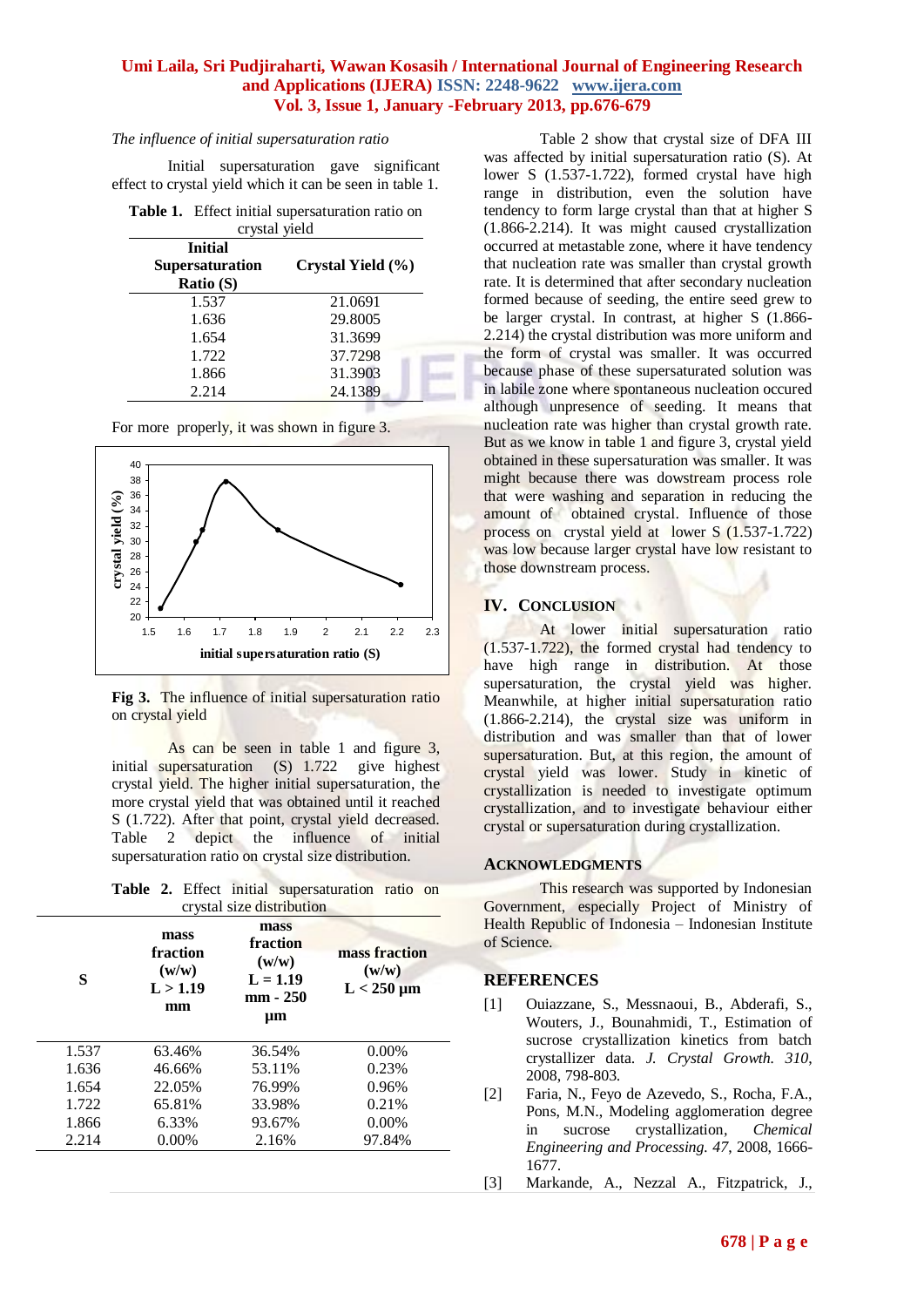*The influence of initial supersaturation ratio*

Initial supersaturation gave significant effect to crystal yield which it can be seen in table 1.

**Table 1.** Effect initial supersaturation ratio on crystal yield

| Initial Supersaturation Ratio (S) | Crystal Yield (%) |
|---|---|
| 1.537 | 21.0691 |
| 1.636 | 29.8005 |
| 1.654 | 31.3699 |
| 1.722 | 37.7298 |
| 1.866 | 31.3903 |
| 2.214 | 24.1389 |

For more properly, it was shown in figure 3.

**Fig 3.** The influence of initial supersaturation ratio on crystal yield

As can be seen in table 1 and figure 3, initial supersaturation (S) 1.722 give highest crystal yield. The higher initial supersaturation, the more crystal yield that was obtained until it reached S (1.722). After that point, crystal yield decreased. Table 2 depict the influence of initial supersaturation ratio on crystal size distribution.

**Table 2.** Effect initial supersaturation ratio on crystal size distribution

| S | mass fraction (w/w) L > 1.19 mm | mass fraction (w/w) L = 1.19 mm - 250 µm | mass fraction (w/w) L < 250 µm |
|---|---|---|---|
| 1.537 | 63.46% | 36.54% | 0.00% |
| 1.636 | 46.66% | 53.11% | 0.23% |
| 1.654 | 22.05% | 76.99% | 0.96% |
| 1.722 | 65.81% | 33.98% | 0.21% |
| 1.866 | 6.33% | 93.67% | 0.00% |
| 2.214 | 0.00% | 2.16% | 97.84% |

Table 2 show that crystal size of DFA III was affected by initial supersaturation ratio (S). At lower S (1.537-1.722), formed crystal have high range in distribution, even the solution have tendency to form large crystal than that at higher S (1.866-2.214). It was might caused crystallization occurred at metastable zone, where it have tendency that nucleation rate was smaller than crystal growth rate. It is determined that after secondary nucleation formed because of seeding, the entire seed grew to be larger crystal. In contrast, at higher S (1.866-2.214) the crystal distribution was more uniform and the form of crystal was smaller. It was occurred because phase of these supersaturated solution was in labile zone where spontaneous nucleation occured although unpresence of seeding. It means that nucleation rate was higher than crystal growth rate. But as we know in table 1 and figure 3, crystal yield obtained in these supersaturation was smaller. It was might because there was dowstream process role that were washing and separation in reducing the amount of obtained crystal. Influence of those process on crystal yield at lower S (1.537-1.722) was low because larger crystal have low resistant to those downstream process.

## IV. Conclusion

At lower initial supersaturation ratio (1.537-1.722), the formed crystal had tendency to have high range in distribution. At those supersaturation, the crystal yield was higher. Meanwhile, at higher initial supersaturation ratio (1.866-2.214), the crystal size was uniform in distribution and was smaller than that of lower supersaturation. But, at this region, the amount of crystal yield was lower. Study in kinetic of crystallization is needed to investigate optimum crystallization, and to investigate behaviour either crystal or supersaturation during crystallization.

## Acknowledgments

This research was supported by Indonesian Government, especially Project of Ministry of Health Republic of Indonesia – Indonesian Institute of Science.

## References

[1] Ouiazzane, S., Messnaoui, B., Abderafi, S., Wouters, J., Bounahmidi, T., Estimation of sucrose crystallization kinetics from batch crystallizer data. *J. Crystal Growth. 310*, 2008, 798-803.

[2] Faria, N., Feyo de Azevedo, S., Rocha, F.A., Pons, M.N., Modeling agglomeration degree in sucrose crystallization, *Chemical Engineering and Processing. 47*, 2008, 1666-1677.

[3] Markande, A., Nezzal A., Fitzpatrick, J.,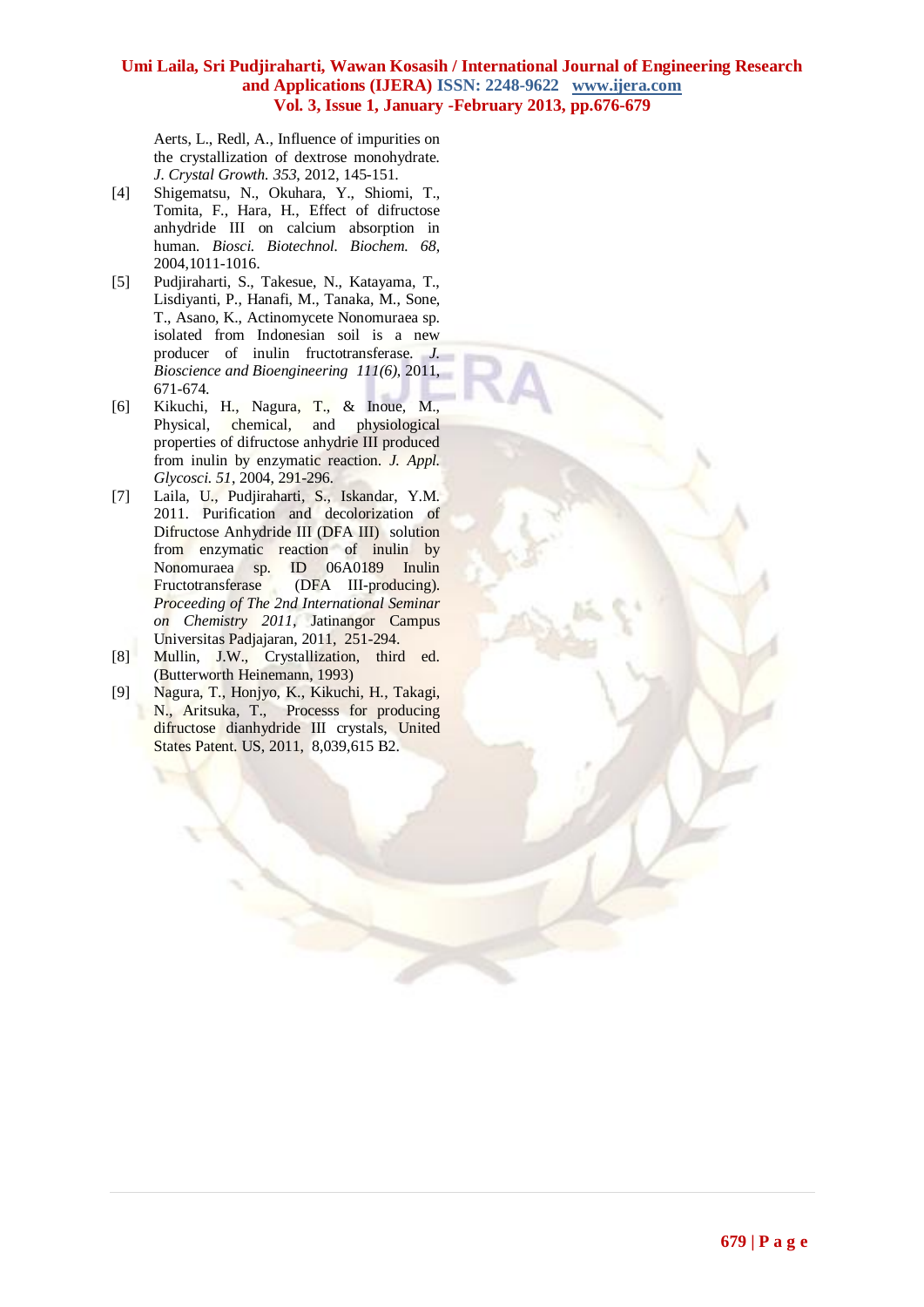Aerts, L., Redl, A., Influence of impurities on the crystallization of dextrose monohydrate. *J. Crystal Growth. 353*, 2012, 145-151.

[4] Shigematsu, N., Okuhara, Y., Shiomi, T., Tomita, F., Hara, H., Effect of difructose anhydride III on calcium absorption in human. *Biosci. Biotechnol. Biochem. 68*, 2004,1011-1016.

[5] Pudjiraharti, S., Takesue, N., Katayama, T., Lisdiyanti, P., Hanafi, M., Tanaka, M., Sone, T., Asano, K., Actinomycete Nonomuraea sp. isolated from Indonesian soil is a new producer of inulin fructotransferase. *J. Bioscience and Bioengineering 111(6)*, 2011, 671-674.

[6] Kikuchi, H., Nagura, T., & Inoue, M., Physical, chemical, and physiological properties of difructose anhydrie III produced from inulin by enzymatic reaction. *J. Appl. Glycosci. 51*, 2004, 291-296.

[7] Laila, U., Pudjiraharti, S., Iskandar, Y.M. 2011. Purification and decolorization of Difructose Anhydride III (DFA III) solution from enzymatic reaction of inulin by Nonomuraea sp. ID 06A0189 Inulin Fructotransferase (DFA III-producing). *Proceeding of The 2nd International Seminar on Chemistry 2011*, Jatinangor Campus Universitas Padjajaran, 2011, 251-294.

[8] Mullin, J.W., Crystallization, third ed. (Butterworth Heinemann, 1993)

[9] Nagura, T., Honjyo, K., Kikuchi, H., Takagi, N., Aritsuka, T., Processs for producing difructose dianhydride III crystals, United States Patent. US, 2011, 8,039,615 B2.